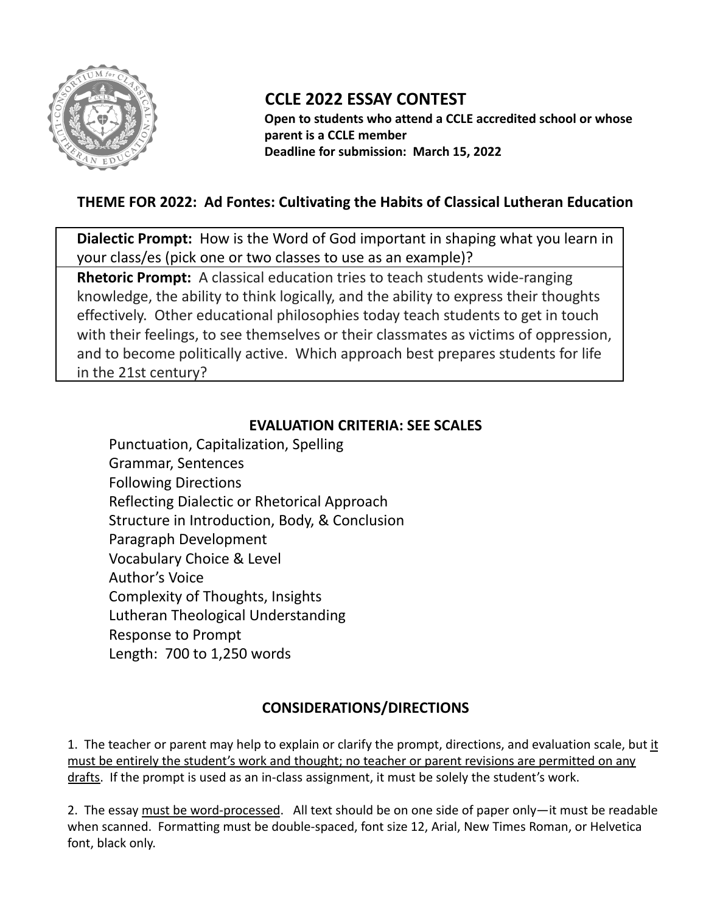# CCLE 2022 ESSAY CONTEST

**Open to students who attend a CCLE accredited school or whose parent is a CCLE member**
**Deadline for submission: March 15, 2022**

## THEME FOR 2022: Ad Fontes: Cultivating the Habits of Classical Lutheran Education

**Dialectic Prompt:** How is the Word of God important in shaping what you learn in your class/es (pick one or two classes to use as an example)?

**Rhetoric Prompt:** A classical education tries to teach students wide-ranging knowledge, the ability to think logically, and the ability to express their thoughts effectively. Other educational philosophies today teach students to get in touch with their feelings, to see themselves or their classmates as victims of oppression, and to become politically active. Which approach best prepares students for life in the 21st century?

## EVALUATION CRITERIA: SEE SCALES

- Punctuation, Capitalization, Spelling
- Grammar, Sentences
- Following Directions
- Reflecting Dialectic or Rhetorical Approach
- Structure in Introduction, Body, & Conclusion
- Paragraph Development
- Vocabulary Choice & Level
- Author's Voice
- Complexity of Thoughts, Insights
- Lutheran Theological Understanding
- Response to Prompt
- Length: 700 to 1,250 words

## CONSIDERATIONS/DIRECTIONS

1. The teacher or parent may help to explain or clarify the prompt, directions, and evaluation scale, but <u>it must be entirely the student's work and thought; no teacher or parent revisions are permitted on any drafts</u>. If the prompt is used as an in-class assignment, it must be solely the student's work.

2. The essay <u>must be word-processed</u>. All text should be on one side of paper only—it must be readable when scanned. Formatting must be double-spaced, font size 12, Arial, New Times Roman, or Helvetica font, black only.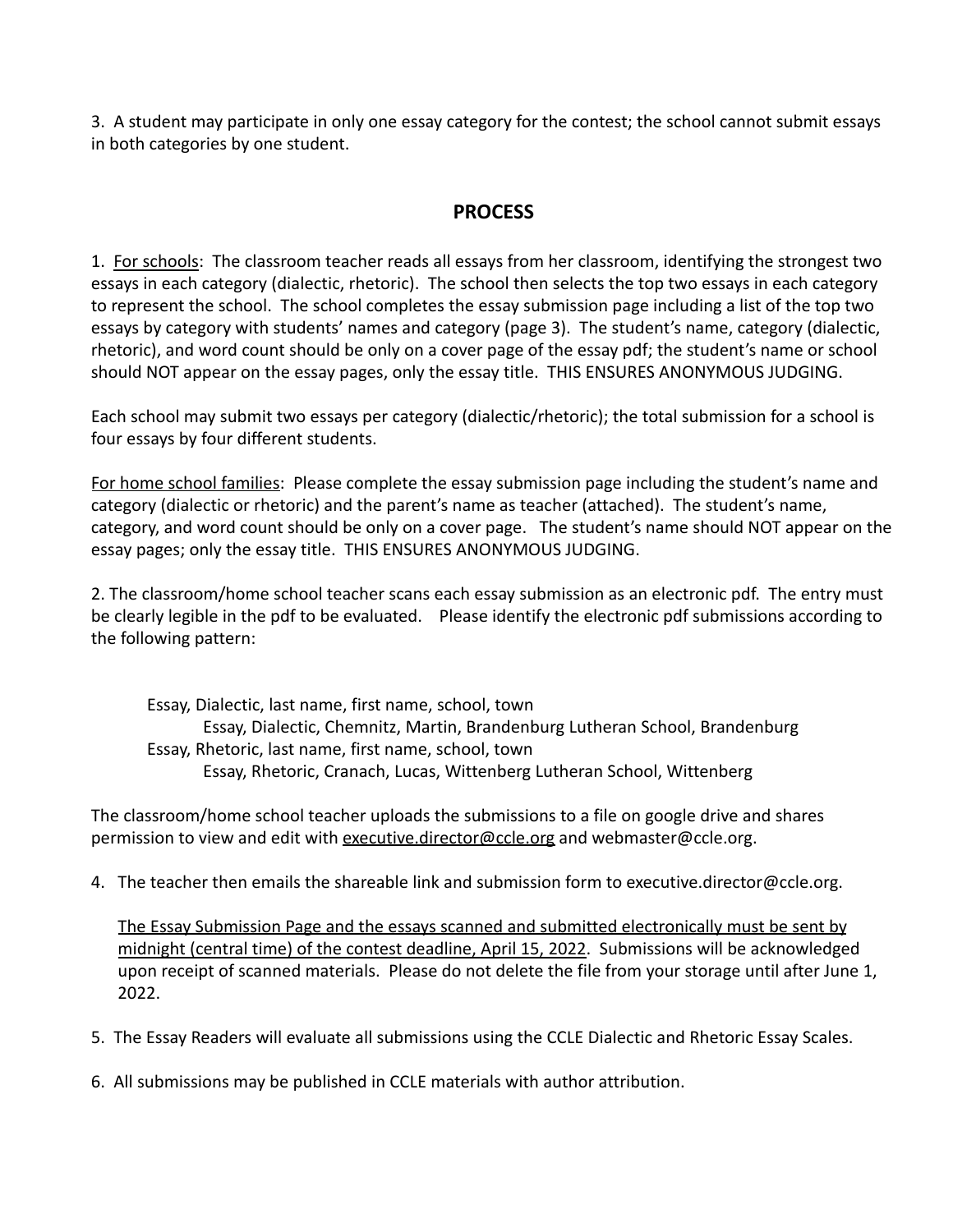3. A student may participate in only one essay category for the contest; the school cannot submit essays in both categories by one student.

## PROCESS

1. For schools: The classroom teacher reads all essays from her classroom, identifying the strongest two essays in each category (dialectic, rhetoric). The school then selects the top two essays in each category to represent the school. The school completes the essay submission page including a list of the top two essays by category with students' names and category (page 3). The student's name, category (dialectic, rhetoric), and word count should be only on a cover page of the essay pdf; the student's name or school should NOT appear on the essay pages, only the essay title. THIS ENSURES ANONYMOUS JUDGING.

Each school may submit two essays per category (dialectic/rhetoric); the total submission for a school is four essays by four different students.

For home school families: Please complete the essay submission page including the student's name and category (dialectic or rhetoric) and the parent's name as teacher (attached). The student's name, category, and word count should be only on a cover page. The student's name should NOT appear on the essay pages; only the essay title. THIS ENSURES ANONYMOUS JUDGING.

2. The classroom/home school teacher scans each essay submission as an electronic pdf. The entry must be clearly legible in the pdf to be evaluated. Please identify the electronic pdf submissions according to the following pattern:

> Essay, Dialectic, last name, first name, school, town
>
> > Essay, Dialectic, Chemnitz, Martin, Brandenburg Lutheran School, Brandenburg
>
> Essay, Rhetoric, last name, first name, school, town
>
> > Essay, Rhetoric, Cranach, Lucas, Wittenberg Lutheran School, Wittenberg

The classroom/home school teacher uploads the submissions to a file on google drive and shares permission to view and edit with executive.director@ccle.org and webmaster@ccle.org.

4. The teacher then emails the shareable link and submission form to executive.director@ccle.org.

   The Essay Submission Page and the essays scanned and submitted electronically must be sent by midnight (central time) of the contest deadline, April 15, 2022. Submissions will be acknowledged upon receipt of scanned materials. Please do not delete the file from your storage until after June 1, 2022.

5. The Essay Readers will evaluate all submissions using the CCLE Dialectic and Rhetoric Essay Scales.

6. All submissions may be published in CCLE materials with author attribution.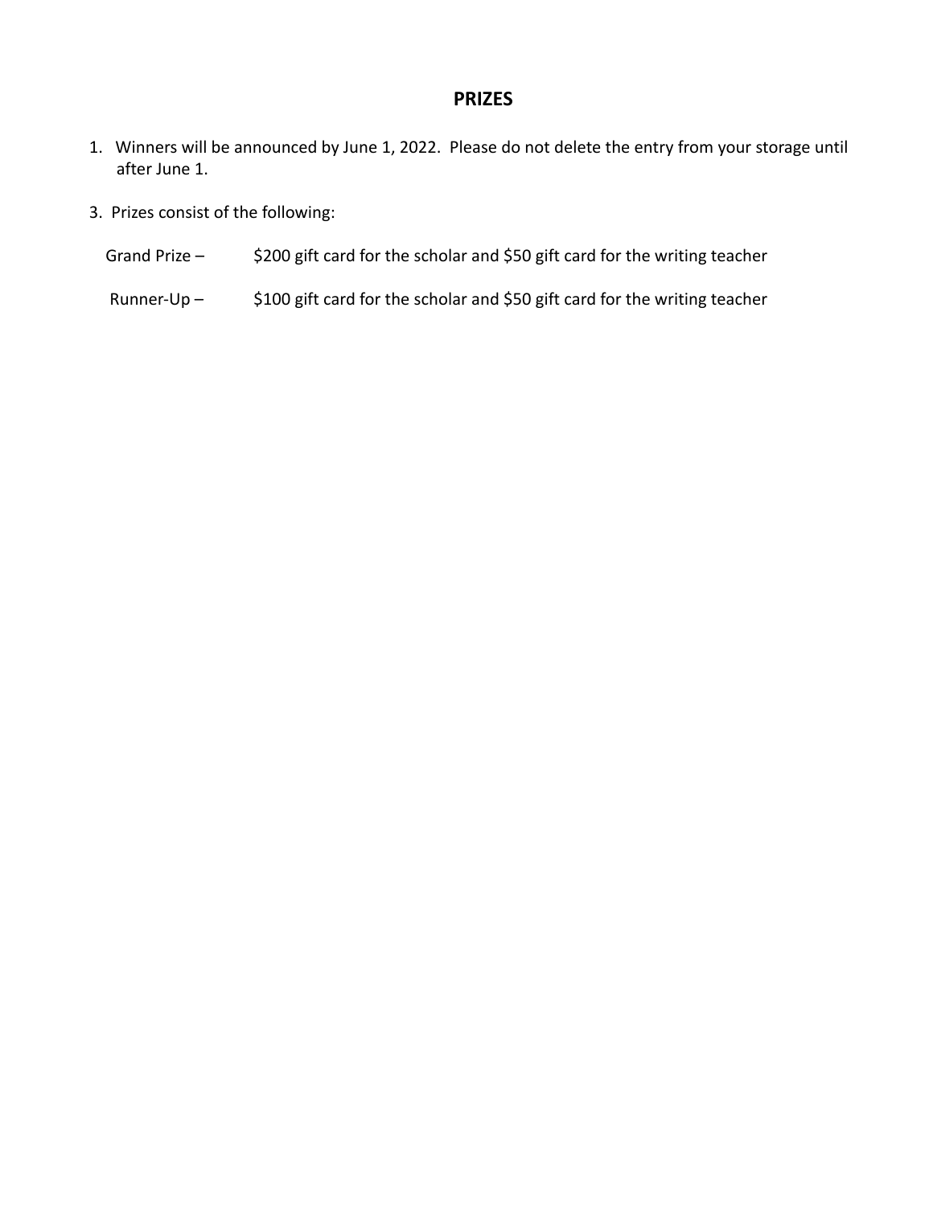## PRIZES

1. Winners will be announced by June 1, 2022. Please do not delete the entry from your storage until after June 1.

3. Prizes consist of the following:

Grand Prize – $200 gift card for the scholar and $50 gift card for the writing teacher

Runner-Up – $100 gift card for the scholar and $50 gift card for the writing teacher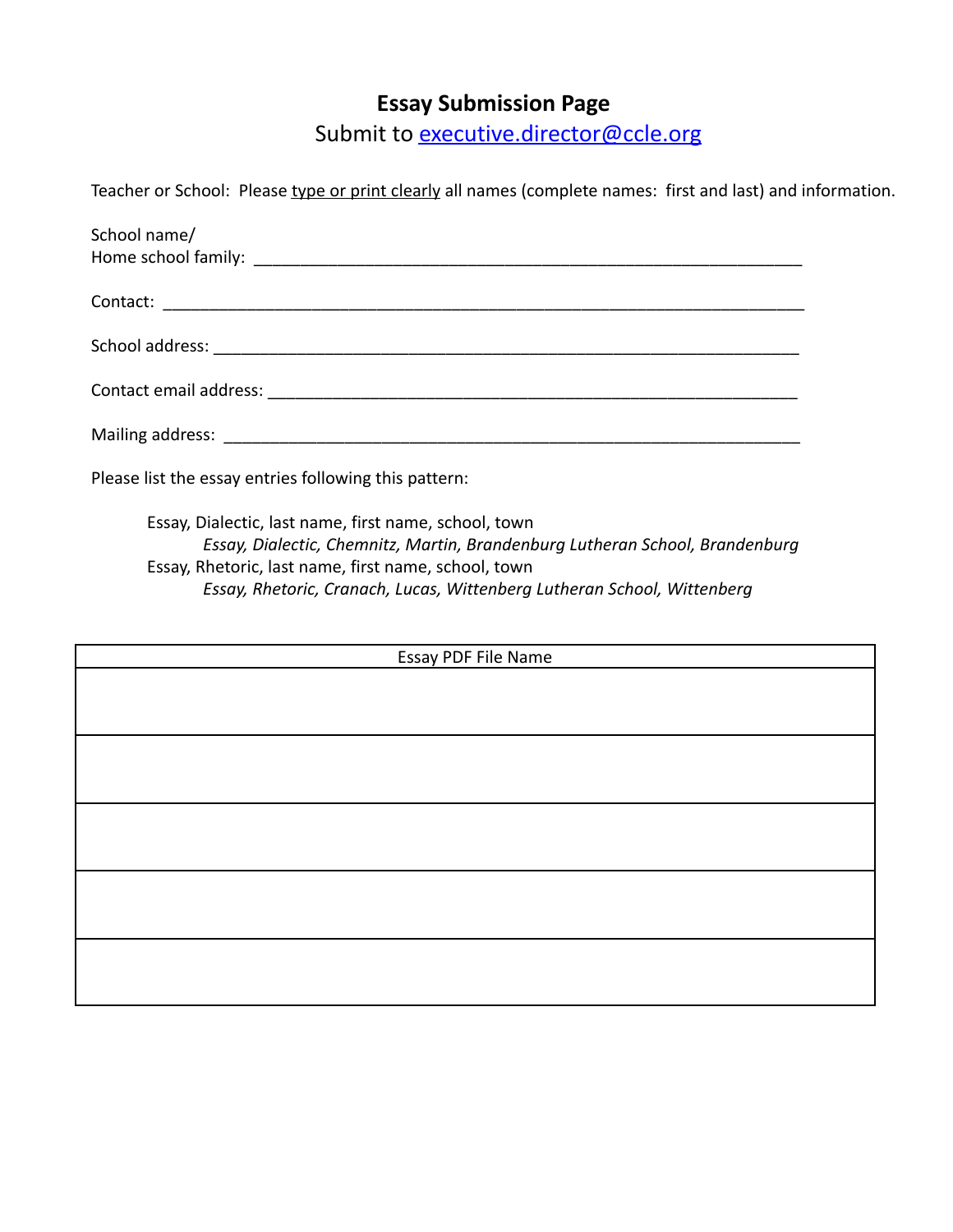# Essay Submission Page

Submit to executive.director@ccle.org

Teacher or School: Please type or print clearly all names (complete names: first and last) and information.

School name/
Home school family: ___________________________________________________________

Contact: ____________________________________________________________________

School address: ______________________________________________________________

Contact email address: _________________________________________________________

Mailing address: _____________________________________________________________

Please list the essay entries following this pattern:

Essay, Dialectic, last name, first name, school, town
*Essay, Dialectic, Chemnitz, Martin, Brandenburg Lutheran School, Brandenburg*
Essay, Rhetoric, last name, first name, school, town
*Essay, Rhetoric, Cranach, Lucas, Wittenberg Lutheran School, Wittenberg*

| Essay PDF File Name |
| --- |
| |
| |
| |
| |
| |